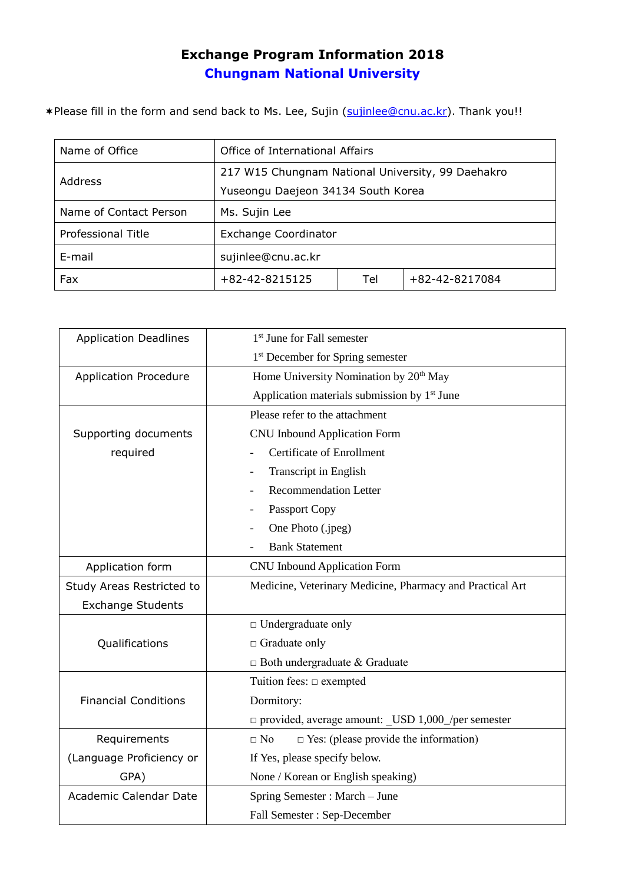# Exchange Program Information 2018

## Chungnam National University

✶Please fill in the form and send back to Ms. Lee, Sujin (sujinlee@cnu.ac.kr). Thank you!!

| Name of Office | Office of International Affairs | | |
|---|---|---|---|
| Address | 217 W15 Chungnam National University, 99 Daehakro Yuseongu Daejeon 34134 South Korea | | |
| Name of Contact Person | Ms. Sujin Lee | | |
| Professional Title | Exchange Coordinator | | |
| E-mail | sujinlee@cnu.ac.kr | | |
| Fax | +82-42-8215125 | Tel | +82-42-8217084 |

| Application Deadlines | 1st June for Fall semester<br>1st December for Spring semester |
|---|---|
| Application Procedure | Home University Nomination by 20th May<br>Application materials submission by 1st June |
| Supporting documents required | Please refer to the attachment<br>CNU Inbound Application Form<br>- Certificate of Enrollment<br>- Transcript in English<br>- Recommendation Letter<br>- Passport Copy<br>- One Photo (.jpeg)<br>- Bank Statement |
| Application form | CNU Inbound Application Form |
| Study Areas Restricted to Exchange Students | Medicine, Veterinary Medicine, Pharmacy and Practical Art |
| Qualifications | □ Undergraduate only<br>□ Graduate only<br>□ Both undergraduate & Graduate |
| Financial Conditions | Tuition fees: □ exempted<br>Dormitory:<br>□ provided, average amount: _USD 1,000_/per semester |
| Requirements (Language Proficiency or GPA) | □ No □ Yes: (please provide the information)<br>If Yes, please specify below.<br>None / Korean or English speaking) |
| Academic Calendar Date | Spring Semester : March – June<br>Fall Semester : Sep-December |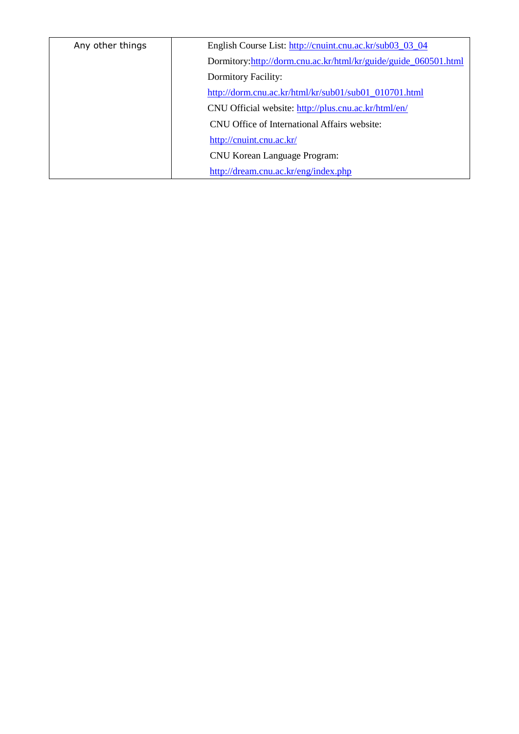| | |
|---|---|
| Any other things | English Course List: http://cnuint.cnu.ac.kr/sub03_03_04<br>Dormitory:http://dorm.cnu.ac.kr/html/kr/guide/guide_060501.html<br>Dormitory Facility:<br>http://dorm.cnu.ac.kr/html/kr/sub01/sub01_010701.html<br>CNU Official website: http://plus.cnu.ac.kr/html/en/<br>CNU Office of International Affairs website:<br>http://cnuint.cnu.ac.kr/<br>CNU Korean Language Program:<br>http://dream.cnu.ac.kr/eng/index.php |